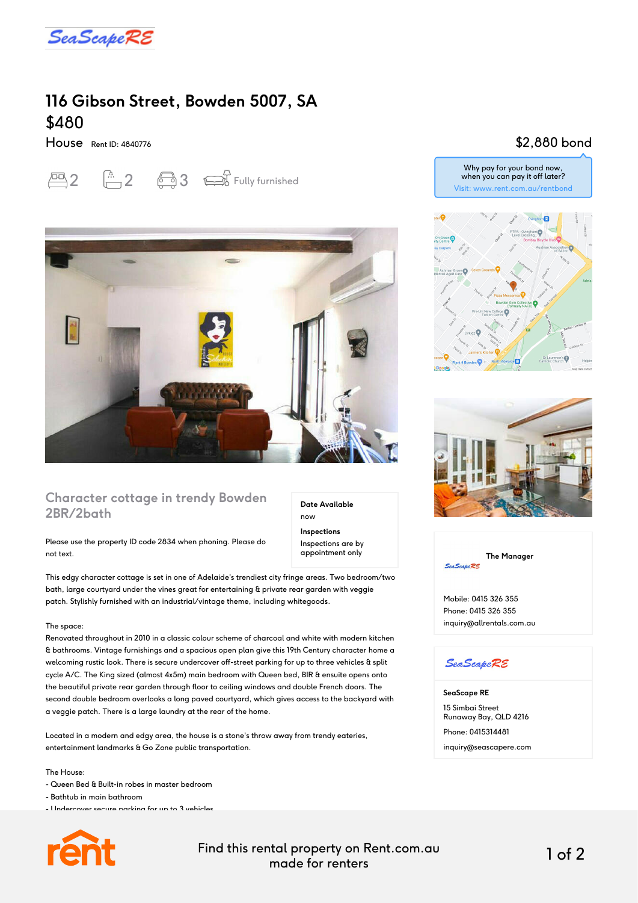# 116 Gibson Street, Bowden 5007, SA

## $480

House Rent ID: 4840776

$2,880 bond

Why pay for your bond now, when you can pay it off later?
Visit: www.rent.com.au/rentbond

2 bedrooms | 2 bathrooms | 3 car spaces | Fully furnished

## Character cottage in trendy Bowden 2BR/2bath

**Date Available**
now

**Inspections**
Inspections are by appointment only

Please use the property ID code 2834 when phoning. Please do not text.

This edgy character cottage is set in one of Adelaide's trendiest city fringe areas. Two bedroom/two bath, large courtyard under the vines great for entertaining & private rear garden with veggie patch. Stylishly furnished with an industrial/vintage theme, including whitegoods.

The space:
Renovated throughout in 2010 in a classic colour scheme of charcoal and white with modern kitchen & bathrooms. Vintage furnishings and a spacious open plan give this 19th Century character home a welcoming rustic look. There is secure undercover off-street parking for up to three vehicles & split cycle A/C. The King sized (almost 4x5m) main bedroom with Queen bed, BIR & ensuite opens onto the beautiful private rear garden through floor to ceiling windows and double French doors. The second double bedroom overlooks a long paved courtyard, which gives access to the backyard with a veggie patch. There is a large laundry at the rear of the home.

Located in a modern and edgy area, the house is a stone's throw away from trendy eateries, entertainment landmarks & Go Zone public transportation.

The House:
- Queen Bed & Built-in robes in master bedroom
- Bathtub in main bathroom
- Undercover secure parking for up to 3 vehicles

**The Manager**

Mobile: 0415 326 355
Phone: 0415 326 355
inquiry@allrentals.com.au

**SeaScape RE**

15 Simbai Street
Runaway Bay, QLD 4216
Phone: 0415314481
inquiry@seascapere.com

Find this rental property on Rent.com.au made for renters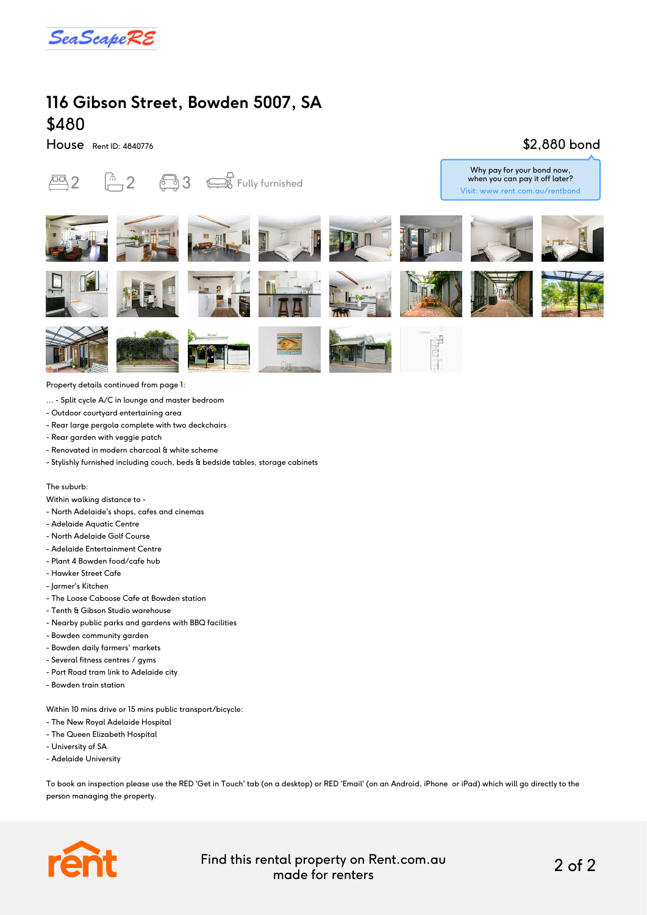SeaScapeRE

# 116 Gibson Street, Bowden 5007, SA

## $480

House Rent ID: 4840776

$2,880 bond

Why pay for your bond now, when you can pay it off later?
Visit: www.rent.com.au/rentbond

2 2 3 Fully furnished

Property details continued from page 1:

... - Split cycle A/C in lounge and master bedroom
- Outdoor courtyard entertaining area
- Rear large pergola complete with two deckchairs
- Rear garden with veggie patch
- Renovated in modern charcoal & white scheme
- Stylishly furnished including couch, beds & bedside tables, storage cabinets

The suburb:

Within walking distance to -

- North Adelaide's shops, cafes and cinemas
- Adelaide Aquatic Centre
- North Adelaide Golf Course
- Adelaide Entertainment Centre
- Plant 4 Bowden food/cafe hub
- Hawker Street Cafe
- Jarmer's Kitchen
- The Loose Caboose Cafe at Bowden station
- Tenth & Gibson Studio warehouse
- Nearby public parks and gardens with BBQ facilities
- Bowden community garden
- Bowden daily farmers' markets
- Several fitness centres / gyms
- Port Road tram link to Adelaide city
- Bowden train station

Within 10 mins drive or 15 mins public transport/bicycle:

- The New Royal Adelaide Hospital
- The Queen Elizabeth Hospital
- University of SA
- Adelaide University

To book an inspection please use the RED 'Get in Touch' tab (on a desktop) or RED 'Email' (on an Android, iPhone or iPad) which will go directly to the person managing the property.

rent

Find this rental property on Rent.com.au made for renters